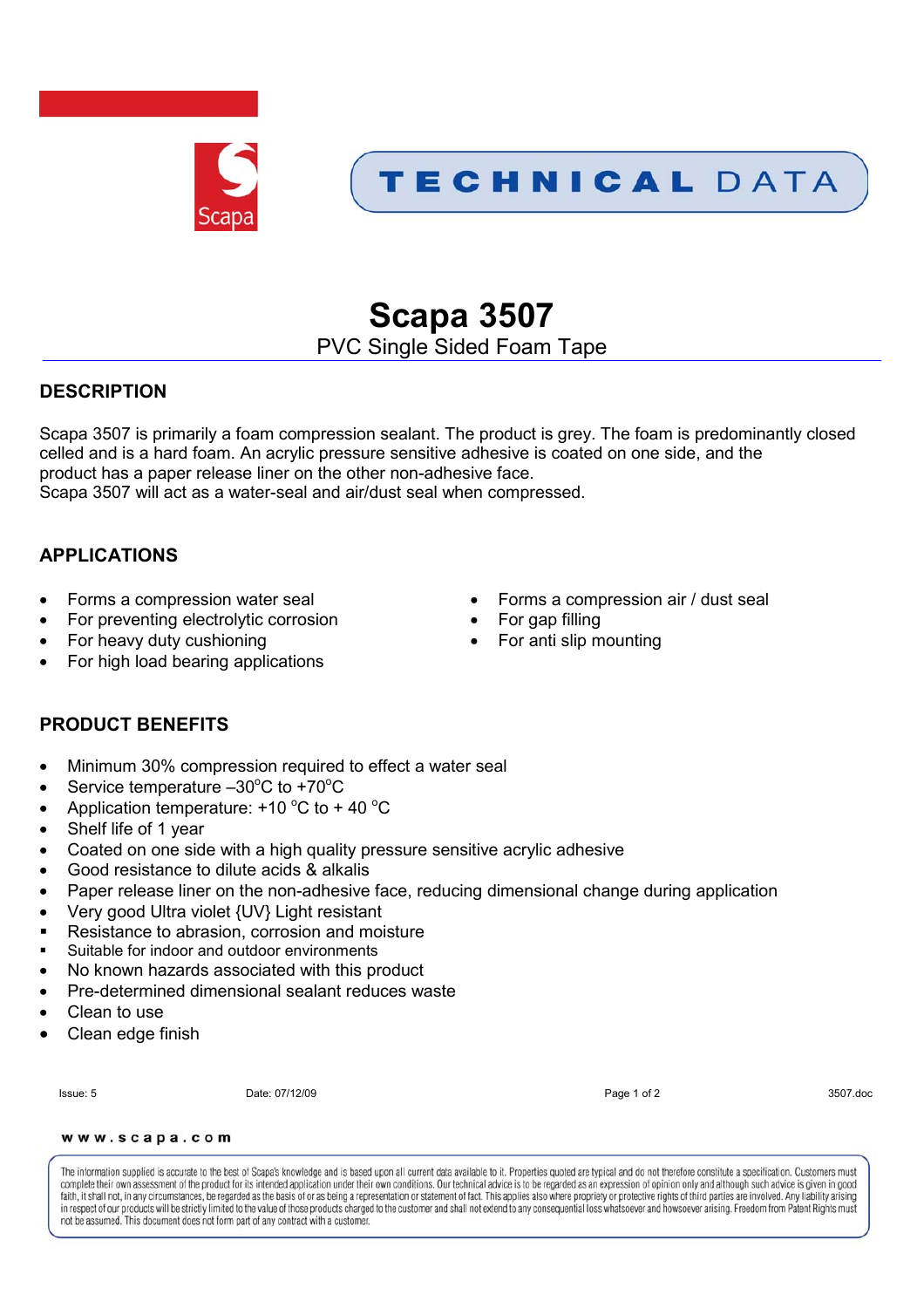TECHNICAL DATA

# Scapa 3507

PVC Single Sided Foam Tape

## DESCRIPTION

Scapa 3507 is primarily a foam compression sealant. The product is grey. The foam is predominantly closed celled and is a hard foam. An acrylic pressure sensitive adhesive is coated on one side, and the product has a paper release liner on the other non-adhesive face.
Scapa 3507 will act as a water-seal and air/dust seal when compressed.

## APPLICATIONS

- Forms a compression water seal
- For preventing electrolytic corrosion
- For heavy duty cushioning
- For high load bearing applications
- Forms a compression air / dust seal
- For gap filling
- For anti slip mounting

## PRODUCT BENEFITS

- Minimum 30% compression required to effect a water seal
- Service temperature –30°C to +70°C
- Application temperature: +10 °C to + 40 °C
- Shelf life of 1 year
- Coated on one side with a high quality pressure sensitive acrylic adhesive
- Good resistance to dilute acids & alkalis
- Paper release liner on the non-adhesive face, reducing dimensional change during application
- Very good Ultra violet {UV} Light resistant
- Resistance to abrasion, corrosion and moisture
- Suitable for indoor and outdoor environments
- No known hazards associated with this product
- Pre-determined dimensional sealant reduces waste
- Clean to use
- Clean edge finish

Issue: 5 Date: 07/12/09 3507.doc

www.scapa.com

The information supplied is accurate to the best of Scapa's knowledge and is based upon all current data available to it. Properties quoted are typical and do not therefore constitute a specification. Customers must complete their own assessment of the product for its intended application under their own conditions. Our technical advice is to be regarded as an expression of opinion only and although such advice is given in good faith, it shall not, in any circumstances, be regarded as the basis of or as being a representation or statement of fact. This applies also where propriety or protective rights of third parties are involved. Any liability arising in respect of our products will be strictly limited to the value of those products charged to the customer and shall not extend to any consequential loss whatsoever and howsoever arising. Freedom from Patent Rights must not be assumed. This document does not form part of any contract with a customer.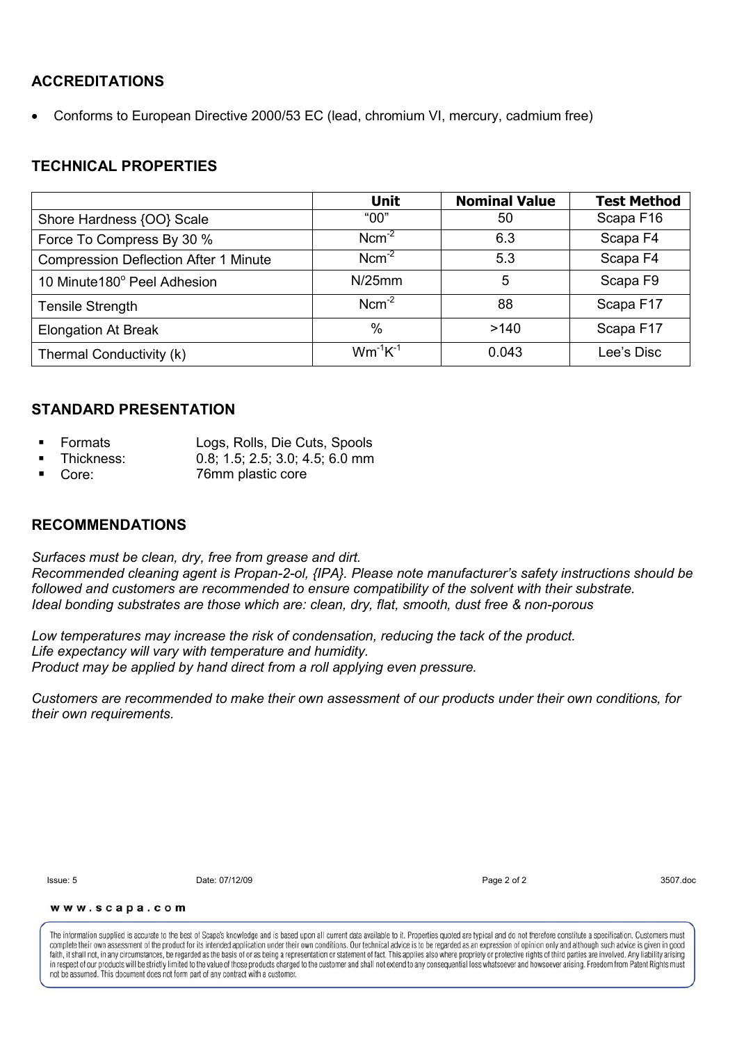## ACCREDITATIONS

- Conforms to European Directive 2000/53 EC (lead, chromium VI, mercury, cadmium free)

## TECHNICAL PROPERTIES

| | Unit | Nominal Value | Test Method |
|---|---|---|---|
| Shore Hardness {OO} Scale | “00” | 50 | Scapa F16 |
| Force To Compress By 30 % | $Ncm^{-2}$ | 6.3 | Scapa F4 |
| Compression Deflection After 1 Minute | $Ncm^{-2}$ | 5.3 | Scapa F4 |
| 10 Minute180° Peel Adhesion | N/25mm | 5 | Scapa F9 |
| Tensile Strength | $Ncm^{-2}$ | 88 | Scapa F17 |
| Elongation At Break | % | >140 | Scapa F17 |
| Thermal Conductivity (k) | $Wm^{-1}K^{-1}$ | 0.043 | Lee’s Disc |

## STANDARD PRESENTATION

- Formats: Logs, Rolls, Die Cuts, Spools
- Thickness: 0.8; 1.5; 2.5; 3.0; 4.5; 6.0 mm
- Core: 76mm plastic core

## RECOMMENDATIONS

*Surfaces must be clean, dry, free from grease and dirt.*
*Recommended cleaning agent is Propan-2-ol, {IPA}. Please note manufacturer’s safety instructions should be followed and customers are recommended to ensure compatibility of the solvent with their substrate.*
*Ideal bonding substrates are those which are: clean, dry, flat, smooth, dust free & non-porous*

*Low temperatures may increase the risk of condensation, reducing the tack of the product.*
*Life expectancy will vary with temperature and humidity.*
*Product may be applied by hand direct from a roll applying even pressure.*

*Customers are recommended to make their own assessment of our products under their own conditions, for their own requirements.*

Issue: 5 Date: 07/12/09 3507.doc

www.scapa.com

The information supplied is accurate to the best of Scapa's knowledge and is based upon all current data available to it. Properties quoted are typical and do not therefore constitute a specification. Customers must complete their own assessment of the product for its intended application under their own conditions. Our technical advice is to be regarded as an expression of opinion only and although such advice is given in good faith, it shall not, in any circumstances, be regarded as the basis of or as being a representation or statement of fact. This applies also where propriety or protective rights of third parties are involved. Any liability arising in respect of our products will be strictly limited to the value of those products charged to the customer and shall not extend to any consequential loss whatsoever and howsoever arising. Freedom from Patent Rights must not be assumed. This document does not form part of any contract with a customer.